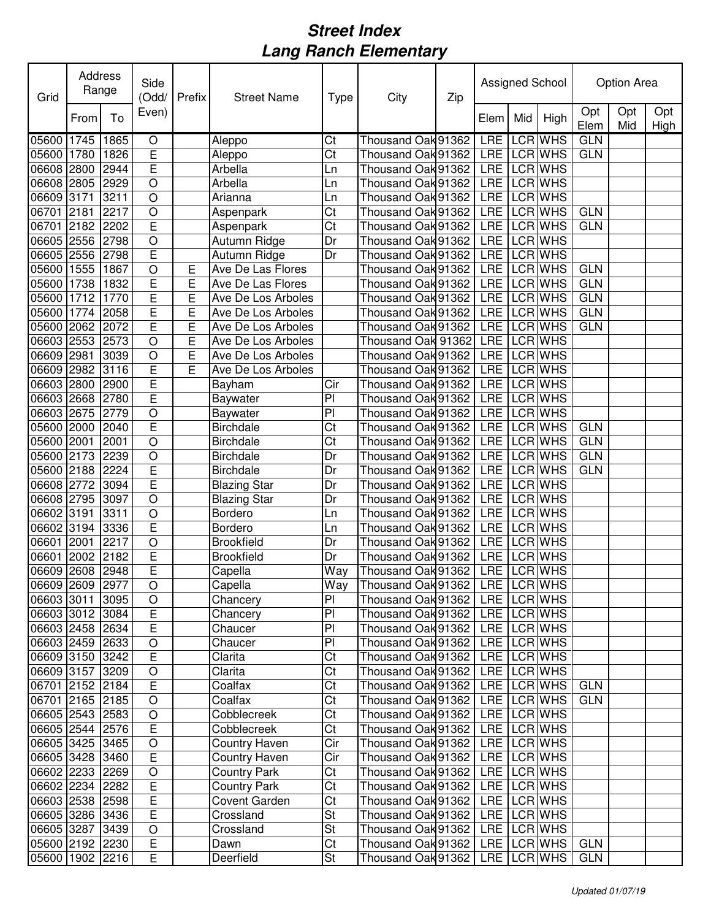# *Street Index*
# *Lang Ranch Elementary*

| Grid | Address Range | | Side (Odd/ Even) | Prefix | Street Name | Type | City | Zip | Assigned School | | | Option Area | | |
|---|---|---|---|---|---|---|---|---|---|---|---|---|---|---|
| | From | To | | | | | | | Elem | Mid | High | Opt Elem | Opt Mid | Opt High |
| 05600 | 1745 | 1865 | O | | Aleppo | Ct | Thousand Oak | 91362 | LRE | LCR | WHS | GLN | | |
| 05600 | 1780 | 1826 | E | | Aleppo | Ct | Thousand Oak | 91362 | LRE | LCR | WHS | GLN | | |
| 06608 | 2800 | 2944 | E | | Arbella | Ln | Thousand Oak | 91362 | LRE | LCR | WHS | | | |
| 06608 | 2805 | 2929 | O | | Arbella | Ln | Thousand Oak | 91362 | LRE | LCR | WHS | | | |
| 06609 | 3171 | 3211 | O | | Arianna | Ln | Thousand Oak | 91362 | LRE | LCR | WHS | | | |
| 06701 | 2181 | 2217 | O | | Aspenpark | Ct | Thousand Oak | 91362 | LRE | LCR | WHS | GLN | | |
| 06701 | 2182 | 2202 | E | | Aspenpark | Ct | Thousand Oak | 91362 | LRE | LCR | WHS | GLN | | |
| 06605 | 2556 | 2798 | O | | Autumn Ridge | Dr | Thousand Oak | 91362 | LRE | LCR | WHS | | | |
| 06605 | 2556 | 2798 | E | | Autumn Ridge | Dr | Thousand Oak | 91362 | LRE | LCR | WHS | | | |
| 05600 | 1555 | 1867 | O | E | Ave De Las Flores | | Thousand Oak | 91362 | LRE | LCR | WHS | GLN | | |
| 05600 | 1738 | 1832 | E | E | Ave De Las Flores | | Thousand Oak | 91362 | LRE | LCR | WHS | GLN | | |
| 05600 | 1712 | 1770 | E | E | Ave De Los Arboles | | Thousand Oak | 91362 | LRE | LCR | WHS | GLN | | |
| 05600 | 1774 | 2058 | E | E | Ave De Los Arboles | | Thousand Oak | 91362 | LRE | LCR | WHS | GLN | | |
| 05600 | 2062 | 2072 | E | E | Ave De Los Arboles | | Thousand Oak | 91362 | LRE | LCR | WHS | GLN | | |
| 06603 | 2553 | 2573 | O | E | Ave De Los Arboles | | Thousand Oak | 91362 | LRE | LCR | WHS | | | |
| 06609 | 2981 | 3039 | O | E | Ave De Los Arboles | | Thousand Oak | 91362 | LRE | LCR | WHS | | | |
| 06609 | 2982 | 3116 | E | E | Ave De Los Arboles | | Thousand Oak | 91362 | LRE | LCR | WHS | | | |
| 06603 | 2800 | 2900 | E | | Bayham | Cir | Thousand Oak | 91362 | LRE | LCR | WHS | | | |
| 06603 | 2668 | 2780 | E | | Baywater | Pl | Thousand Oak | 91362 | LRE | LCR | WHS | | | |
| 06603 | 2675 | 2779 | O | | Baywater | Pl | Thousand Oak | 91362 | LRE | LCR | WHS | | | |
| 05600 | 2000 | 2040 | E | | Birchdale | Ct | Thousand Oak | 91362 | LRE | LCR | WHS | GLN | | |
| 05600 | 2001 | 2001 | O | | Birchdale | Ct | Thousand Oak | 91362 | LRE | LCR | WHS | GLN | | |
| 05600 | 2173 | 2239 | O | | Birchdale | Dr | Thousand Oak | 91362 | LRE | LCR | WHS | GLN | | |
| 05600 | 2188 | 2224 | E | | Birchdale | Dr | Thousand Oak | 91362 | LRE | LCR | WHS | GLN | | |
| 06608 | 2772 | 3094 | E | | Blazing Star | Dr | Thousand Oak | 91362 | LRE | LCR | WHS | | | |
| 06608 | 2795 | 3097 | O | | Blazing Star | Dr | Thousand Oak | 91362 | LRE | LCR | WHS | | | |
| 06602 | 3191 | 3311 | O | | Bordero | Ln | Thousand Oak | 91362 | LRE | LCR | WHS | | | |
| 06602 | 3194 | 3336 | E | | Bordero | Ln | Thousand Oak | 91362 | LRE | LCR | WHS | | | |
| 06601 | 2001 | 2217 | O | | Brookfield | Dr | Thousand Oak | 91362 | LRE | LCR | WHS | | | |
| 06601 | 2002 | 2182 | E | | Brookfield | Dr | Thousand Oak | 91362 | LRE | LCR | WHS | | | |
| 06609 | 2608 | 2948 | E | | Capella | Way | Thousand Oak | 91362 | LRE | LCR | WHS | | | |
| 06609 | 2609 | 2977 | O | | Capella | Way | Thousand Oak | 91362 | LRE | LCR | WHS | | | |
| 06603 | 3011 | 3095 | O | | Chancery | Pl | Thousand Oak | 91362 | LRE | LCR | WHS | | | |
| 06603 | 3012 | 3084 | E | | Chancery | Pl | Thousand Oak | 91362 | LRE | LCR | WHS | | | |
| 06603 | 2458 | 2634 | E | | Chaucer | Pl | Thousand Oak | 91362 | LRE | LCR | WHS | | | |
| 06603 | 2459 | 2633 | O | | Chaucer | Pl | Thousand Oak | 91362 | LRE | LCR | WHS | | | |
| 06609 | 3150 | 3242 | E | | Clarita | Ct | Thousand Oak | 91362 | LRE | LCR | WHS | | | |
| 06609 | 3157 | 3209 | O | | Clarita | Ct | Thousand Oak | 91362 | LRE | LCR | WHS | | | |
| 06701 | 2152 | 2184 | E | | Coalfax | Ct | Thousand Oak | 91362 | LRE | LCR | WHS | GLN | | |
| 06701 | 2165 | 2185 | O | | Coalfax | Ct | Thousand Oak | 91362 | LRE | LCR | WHS | GLN | | |
| 06605 | 2543 | 2583 | O | | Cobblecreek | Ct | Thousand Oak | 91362 | LRE | LCR | WHS | | | |
| 06605 | 2544 | 2576 | E | | Cobblecreek | Ct | Thousand Oak | 91362 | LRE | LCR | WHS | | | |
| 06605 | 3425 | 3465 | O | | Country Haven | Cir | Thousand Oak | 91362 | LRE | LCR | WHS | | | |
| 06605 | 3428 | 3460 | E | | Country Haven | Cir | Thousand Oak | 91362 | LRE | LCR | WHS | | | |
| 06602 | 2233 | 2269 | O | | Country Park | Ct | Thousand Oak | 91362 | LRE | LCR | WHS | | | |
| 06602 | 2234 | 2282 | E | | Country Park | Ct | Thousand Oak | 91362 | LRE | LCR | WHS | | | |
| 06603 | 2538 | 2598 | E | | Covent Garden | Ct | Thousand Oak | 91362 | LRE | LCR | WHS | | | |
| 06605 | 3286 | 3436 | E | | Crossland | St | Thousand Oak | 91362 | LRE | LCR | WHS | | | |
| 06605 | 3287 | 3439 | O | | Crossland | St | Thousand Oak | 91362 | LRE | LCR | WHS | | | |
| 05600 | 2192 | 2230 | E | | Dawn | Ct | Thousand Oak | 91362 | LRE | LCR | WHS | GLN | | |
| 05600 | 1902 | 2216 | E | | Deerfield | St | Thousand Oak | 91362 | LRE | LCR | WHS | GLN | | |

*Updated 01/07/19*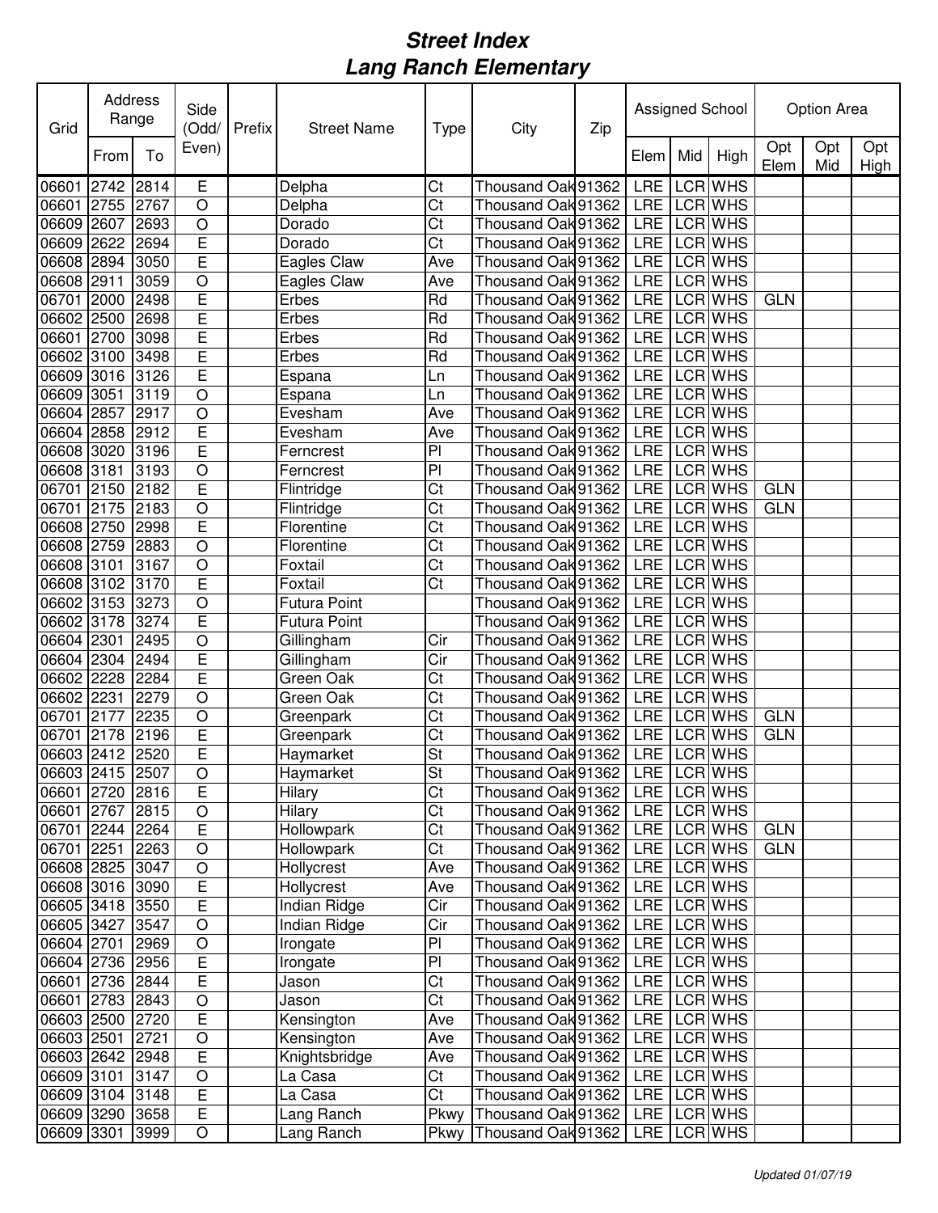# *Street Index*
# *Lang Ranch Elementary*

| Grid | Address Range | | Side (Odd/ Even) | Prefix | Street Name | Type | City | Zip | Assigned School | | | Option Area | | |
|---|---|---|---|---|---|---|---|---|---|---|---|---|---|---|
| | From | To | | | | | | | Elem | Mid | High | Opt Elem | Opt Mid | Opt High |
| 06601 | 2742 | 2814 | E | | Delpha | Ct | Thousand Oak | 91362 | LRE | LCR | WHS | | | |
| 06601 | 2755 | 2767 | O | | Delpha | Ct | Thousand Oak | 91362 | LRE | LCR | WHS | | | |
| 06609 | 2607 | 2693 | O | | Dorado | Ct | Thousand Oak | 91362 | LRE | LCR | WHS | | | |
| 06609 | 2622 | 2694 | E | | Dorado | Ct | Thousand Oak | 91362 | LRE | LCR | WHS | | | |
| 06608 | 2894 | 3050 | E | | Eagles Claw | Ave | Thousand Oak | 91362 | LRE | LCR | WHS | | | |
| 06608 | 2911 | 3059 | O | | Eagles Claw | Ave | Thousand Oak | 91362 | LRE | LCR | WHS | | | |
| 06701 | 2000 | 2498 | E | | Erbes | Rd | Thousand Oak | 91362 | LRE | LCR | WHS | GLN | | |
| 06602 | 2500 | 2698 | E | | Erbes | Rd | Thousand Oak | 91362 | LRE | LCR | WHS | | | |
| 06601 | 2700 | 3098 | E | | Erbes | Rd | Thousand Oak | 91362 | LRE | LCR | WHS | | | |
| 06602 | 3100 | 3498 | E | | Erbes | Rd | Thousand Oak | 91362 | LRE | LCR | WHS | | | |
| 06609 | 3016 | 3126 | E | | Espana | Ln | Thousand Oak | 91362 | LRE | LCR | WHS | | | |
| 06609 | 3051 | 3119 | O | | Espana | Ln | Thousand Oak | 91362 | LRE | LCR | WHS | | | |
| 06604 | 2857 | 2917 | O | | Evesham | Ave | Thousand Oak | 91362 | LRE | LCR | WHS | | | |
| 06604 | 2858 | 2912 | E | | Evesham | Ave | Thousand Oak | 91362 | LRE | LCR | WHS | | | |
| 06608 | 3020 | 3196 | E | | Ferncrest | Pl | Thousand Oak | 91362 | LRE | LCR | WHS | | | |
| 06608 | 3181 | 3193 | O | | Ferncrest | Pl | Thousand Oak | 91362 | LRE | LCR | WHS | | | |
| 06701 | 2150 | 2182 | E | | Flintridge | Ct | Thousand Oak | 91362 | LRE | LCR | WHS | GLN | | |
| 06701 | 2175 | 2183 | O | | Flintridge | Ct | Thousand Oak | 91362 | LRE | LCR | WHS | GLN | | |
| 06608 | 2750 | 2998 | E | | Florentine | Ct | Thousand Oak | 91362 | LRE | LCR | WHS | | | |
| 06608 | 2759 | 2883 | O | | Florentine | Ct | Thousand Oak | 91362 | LRE | LCR | WHS | | | |
| 06608 | 3101 | 3167 | O | | Foxtail | Ct | Thousand Oak | 91362 | LRE | LCR | WHS | | | |
| 06608 | 3102 | 3170 | E | | Foxtail | Ct | Thousand Oak | 91362 | LRE | LCR | WHS | | | |
| 06602 | 3153 | 3273 | O | | Futura Point | | Thousand Oak | 91362 | LRE | LCR | WHS | | | |
| 06602 | 3178 | 3274 | E | | Futura Point | | Thousand Oak | 91362 | LRE | LCR | WHS | | | |
| 06604 | 2301 | 2495 | O | | Gillingham | Cir | Thousand Oak | 91362 | LRE | LCR | WHS | | | |
| 06604 | 2304 | 2494 | E | | Gillingham | Cir | Thousand Oak | 91362 | LRE | LCR | WHS | | | |
| 06602 | 2228 | 2284 | E | | Green Oak | Ct | Thousand Oak | 91362 | LRE | LCR | WHS | | | |
| 06602 | 2231 | 2279 | O | | Green Oak | Ct | Thousand Oak | 91362 | LRE | LCR | WHS | | | |
| 06701 | 2177 | 2235 | O | | Greenpark | Ct | Thousand Oak | 91362 | LRE | LCR | WHS | GLN | | |
| 06701 | 2178 | 2196 | E | | Greenpark | Ct | Thousand Oak | 91362 | LRE | LCR | WHS | GLN | | |
| 06603 | 2412 | 2520 | E | | Haymarket | St | Thousand Oak | 91362 | LRE | LCR | WHS | | | |
| 06603 | 2415 | 2507 | O | | Haymarket | St | Thousand Oak | 91362 | LRE | LCR | WHS | | | |
| 06601 | 2720 | 2816 | E | | Hilary | Ct | Thousand Oak | 91362 | LRE | LCR | WHS | | | |
| 06601 | 2767 | 2815 | O | | Hilary | Ct | Thousand Oak | 91362 | LRE | LCR | WHS | | | |
| 06701 | 2244 | 2264 | E | | Hollowpark | Ct | Thousand Oak | 91362 | LRE | LCR | WHS | GLN | | |
| 06701 | 2251 | 2263 | O | | Hollowpark | Ct | Thousand Oak | 91362 | LRE | LCR | WHS | GLN | | |
| 06608 | 2825 | 3047 | O | | Hollycrest | Ave | Thousand Oak | 91362 | LRE | LCR | WHS | | | |
| 06608 | 3016 | 3090 | E | | Hollycrest | Ave | Thousand Oak | 91362 | LRE | LCR | WHS | | | |
| 06605 | 3418 | 3550 | E | | Indian Ridge | Cir | Thousand Oak | 91362 | LRE | LCR | WHS | | | |
| 06605 | 3427 | 3547 | O | | Indian Ridge | Cir | Thousand Oak | 91362 | LRE | LCR | WHS | | | |
| 06604 | 2701 | 2969 | O | | Irongate | Pl | Thousand Oak | 91362 | LRE | LCR | WHS | | | |
| 06604 | 2736 | 2956 | E | | Irongate | Pl | Thousand Oak | 91362 | LRE | LCR | WHS | | | |
| 06601 | 2736 | 2844 | E | | Jason | Ct | Thousand Oak | 91362 | LRE | LCR | WHS | | | |
| 06601 | 2783 | 2843 | O | | Jason | Ct | Thousand Oak | 91362 | LRE | LCR | WHS | | | |
| 06603 | 2500 | 2720 | E | | Kensington | Ave | Thousand Oak | 91362 | LRE | LCR | WHS | | | |
| 06603 | 2501 | 2721 | O | | Kensington | Ave | Thousand Oak | 91362 | LRE | LCR | WHS | | | |
| 06603 | 2642 | 2948 | E | | Knightsbridge | Ave | Thousand Oak | 91362 | LRE | LCR | WHS | | | |
| 06609 | 3101 | 3147 | O | | La Casa | Ct | Thousand Oak | 91362 | LRE | LCR | WHS | | | |
| 06609 | 3104 | 3148 | E | | La Casa | Ct | Thousand Oak | 91362 | LRE | LCR | WHS | | | |
| 06609 | 3290 | 3658 | E | | Lang Ranch | Pkwy | Thousand Oak | 91362 | LRE | LCR | WHS | | | |
| 06609 | 3301 | 3999 | O | | Lang Ranch | Pkwy | Thousand Oak | 91362 | LRE | LCR | WHS | | | |

*Updated 01/07/19*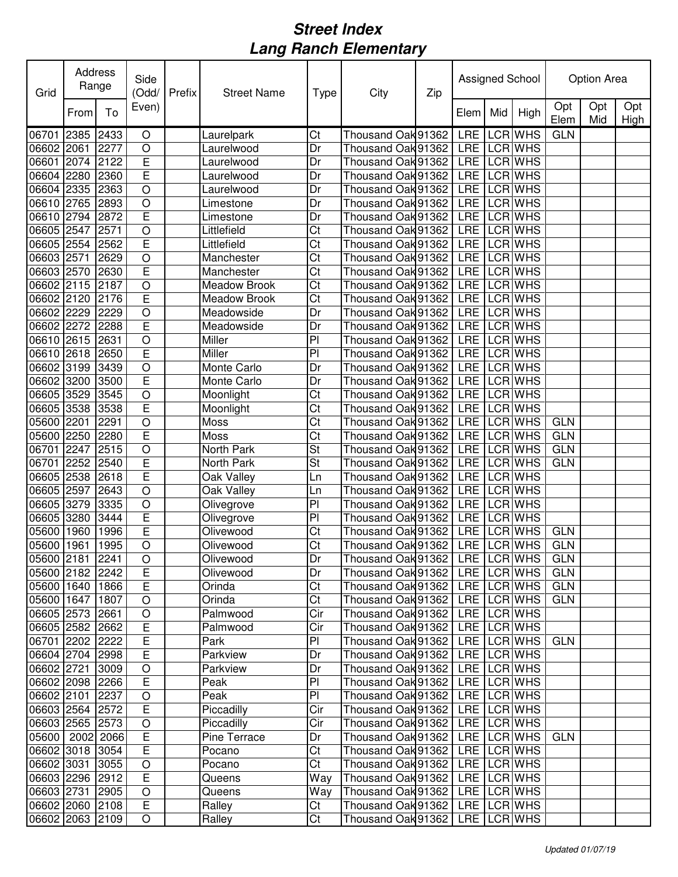# *Street Index*
# *Lang Ranch Elementary*

| Grid | Address Range | | Side (Odd/ Even) | Prefix | Street Name | Type | City | Zip | Assigned School | | | Option Area | | |
|---|---|---|---|---|---|---|---|---|---|---|---|---|---|---|
| | From | To | | | | | | | Elem | Mid | High | Opt Elem | Opt Mid | Opt High |
| 06701 | 2385 | 2433 | O | | Laurelpark | Ct | Thousand Oak | 91362 | LRE | LCR | WHS | GLN | | |
| 06602 | 2061 | 2277 | O | | Laurelwood | Dr | Thousand Oak | 91362 | LRE | LCR | WHS | | | |
| 06601 | 2074 | 2122 | E | | Laurelwood | Dr | Thousand Oak | 91362 | LRE | LCR | WHS | | | |
| 06604 | 2280 | 2360 | E | | Laurelwood | Dr | Thousand Oak | 91362 | LRE | LCR | WHS | | | |
| 06604 | 2335 | 2363 | O | | Laurelwood | Dr | Thousand Oak | 91362 | LRE | LCR | WHS | | | |
| 06610 | 2765 | 2893 | O | | Limestone | Dr | Thousand Oak | 91362 | LRE | LCR | WHS | | | |
| 06610 | 2794 | 2872 | E | | Limestone | Dr | Thousand Oak | 91362 | LRE | LCR | WHS | | | |
| 06605 | 2547 | 2571 | O | | Littlefield | Ct | Thousand Oak | 91362 | LRE | LCR | WHS | | | |
| 06605 | 2554 | 2562 | E | | Littlefield | Ct | Thousand Oak | 91362 | LRE | LCR | WHS | | | |
| 06603 | 2571 | 2629 | O | | Manchester | Ct | Thousand Oak | 91362 | LRE | LCR | WHS | | | |
| 06603 | 2570 | 2630 | E | | Manchester | Ct | Thousand Oak | 91362 | LRE | LCR | WHS | | | |
| 06602 | 2115 | 2187 | O | | Meadow Brook | Ct | Thousand Oak | 91362 | LRE | LCR | WHS | | | |
| 06602 | 2120 | 2176 | E | | Meadow Brook | Ct | Thousand Oak | 91362 | LRE | LCR | WHS | | | |
| 06602 | 2229 | 2229 | O | | Meadowside | Dr | Thousand Oak | 91362 | LRE | LCR | WHS | | | |
| 06602 | 2272 | 2288 | E | | Meadowside | Dr | Thousand Oak | 91362 | LRE | LCR | WHS | | | |
| 06610 | 2615 | 2631 | O | | Miller | Pl | Thousand Oak | 91362 | LRE | LCR | WHS | | | |
| 06610 | 2618 | 2650 | E | | Miller | Pl | Thousand Oak | 91362 | LRE | LCR | WHS | | | |
| 06602 | 3199 | 3439 | O | | Monte Carlo | Dr | Thousand Oak | 91362 | LRE | LCR | WHS | | | |
| 06602 | 3200 | 3500 | E | | Monte Carlo | Dr | Thousand Oak | 91362 | LRE | LCR | WHS | | | |
| 06605 | 3529 | 3545 | O | | Moonlight | Ct | Thousand Oak | 91362 | LRE | LCR | WHS | | | |
| 06605 | 3538 | 3538 | E | | Moonlight | Ct | Thousand Oak | 91362 | LRE | LCR | WHS | | | |
| 05600 | 2201 | 2291 | O | | Moss | Ct | Thousand Oak | 91362 | LRE | LCR | WHS | GLN | | |
| 05600 | 2250 | 2280 | E | | Moss | Ct | Thousand Oak | 91362 | LRE | LCR | WHS | GLN | | |
| 06701 | 2247 | 2515 | O | | North Park | St | Thousand Oak | 91362 | LRE | LCR | WHS | GLN | | |
| 06701 | 2252 | 2540 | E | | North Park | St | Thousand Oak | 91362 | LRE | LCR | WHS | GLN | | |
| 06605 | 2538 | 2618 | E | | Oak Valley | Ln | Thousand Oak | 91362 | LRE | LCR | WHS | | | |
| 06605 | 2597 | 2643 | O | | Oak Valley | Ln | Thousand Oak | 91362 | LRE | LCR | WHS | | | |
| 06605 | 3279 | 3335 | O | | Olivegrove | Pl | Thousand Oak | 91362 | LRE | LCR | WHS | | | |
| 06605 | 3280 | 3444 | E | | Olivegrove | Pl | Thousand Oak | 91362 | LRE | LCR | WHS | | | |
| 05600 | 1960 | 1996 | E | | Olivewood | Ct | Thousand Oak | 91362 | LRE | LCR | WHS | GLN | | |
| 05600 | 1961 | 1995 | O | | Olivewood | Ct | Thousand Oak | 91362 | LRE | LCR | WHS | GLN | | |
| 05600 | 2181 | 2241 | O | | Olivewood | Dr | Thousand Oak | 91362 | LRE | LCR | WHS | GLN | | |
| 05600 | 2182 | 2242 | E | | Olivewood | Dr | Thousand Oak | 91362 | LRE | LCR | WHS | GLN | | |
| 05600 | 1640 | 1866 | E | | Orinda | Ct | Thousand Oak | 91362 | LRE | LCR | WHS | GLN | | |
| 05600 | 1647 | 1807 | O | | Orinda | Ct | Thousand Oak | 91362 | LRE | LCR | WHS | GLN | | |
| 06605 | 2573 | 2661 | O | | Palmwood | Cir | Thousand Oak | 91362 | LRE | LCR | WHS | | | |
| 06605 | 2582 | 2662 | E | | Palmwood | Cir | Thousand Oak | 91362 | LRE | LCR | WHS | | | |
| 06701 | 2202 | 2222 | E | | Park | Pl | Thousand Oak | 91362 | LRE | LCR | WHS | GLN | | |
| 06604 | 2704 | 2998 | E | | Parkview | Dr | Thousand Oak | 91362 | LRE | LCR | WHS | | | |
| 06602 | 2721 | 3009 | O | | Parkview | Dr | Thousand Oak | 91362 | LRE | LCR | WHS | | | |
| 06602 | 2098 | 2266 | E | | Peak | Pl | Thousand Oak | 91362 | LRE | LCR | WHS | | | |
| 06602 | 2101 | 2237 | O | | Peak | Pl | Thousand Oak | 91362 | LRE | LCR | WHS | | | |
| 06603 | 2564 | 2572 | E | | Piccadilly | Cir | Thousand Oak | 91362 | LRE | LCR | WHS | | | |
| 06603 | 2565 | 2573 | O | | Piccadilly | Cir | Thousand Oak | 91362 | LRE | LCR | WHS | | | |
| 05600 | 2002 | 2066 | E | | Pine Terrace | Dr | Thousand Oak | 91362 | LRE | LCR | WHS | GLN | | |
| 06602 | 3018 | 3054 | E | | Pocano | Ct | Thousand Oak | 91362 | LRE | LCR | WHS | | | |
| 06602 | 3031 | 3055 | O | | Pocano | Ct | Thousand Oak | 91362 | LRE | LCR | WHS | | | |
| 06603 | 2296 | 2912 | E | | Queens | Way | Thousand Oak | 91362 | LRE | LCR | WHS | | | |
| 06603 | 2731 | 2905 | O | | Queens | Way | Thousand Oak | 91362 | LRE | LCR | WHS | | | |
| 06602 | 2060 | 2108 | E | | Ralley | Ct | Thousand Oak | 91362 | LRE | LCR | WHS | | | |
| 06602 | 2063 | 2109 | O | | Ralley | Ct | Thousand Oak | 91362 | LRE | LCR | WHS | | | |

*Updated 01/07/19*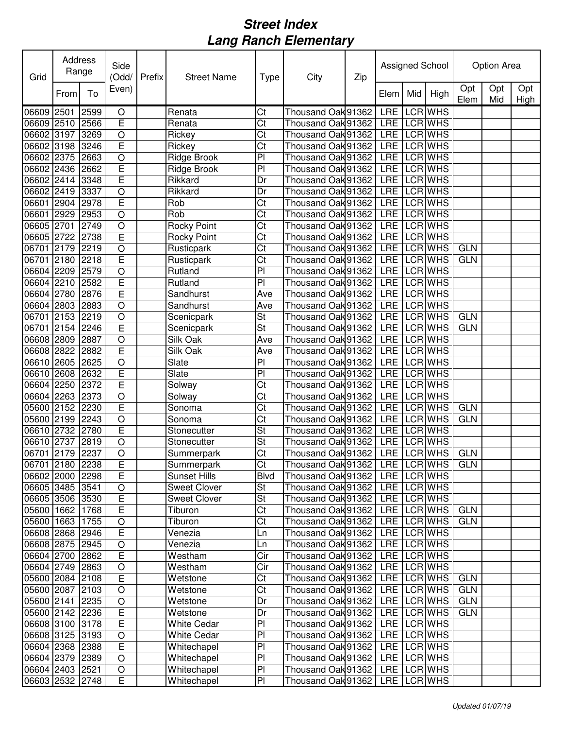# Street Index
# Lang Ranch Elementary

| Grid | Address Range | | Side (Odd/ Even) | Prefix | Street Name | Type | City | Zip | Assigned School | | | Option Area | | |
|---|---|---|---|---|---|---|---|---|---|---|---|---|---|---|
| | From | To | | | | | | | Elem | Mid | High | Opt Elem | Opt Mid | Opt High |
| 06609 | 2501 | 2599 | O | | Renata | Ct | Thousand Oak | 91362 | LRE | LCR | WHS | | | |
| 06609 | 2510 | 2566 | E | | Renata | Ct | Thousand Oak | 91362 | LRE | LCR | WHS | | | |
| 06602 | 3197 | 3269 | O | | Rickey | Ct | Thousand Oak | 91362 | LRE | LCR | WHS | | | |
| 06602 | 3198 | 3246 | E | | Rickey | Ct | Thousand Oak | 91362 | LRE | LCR | WHS | | | |
| 06602 | 2375 | 2663 | O | | Ridge Brook | Pl | Thousand Oak | 91362 | LRE | LCR | WHS | | | |
| 06602 | 2436 | 2662 | E | | Ridge Brook | Pl | Thousand Oak | 91362 | LRE | LCR | WHS | | | |
| 06602 | 2414 | 3348 | E | | Rikkard | Dr | Thousand Oak | 91362 | LRE | LCR | WHS | | | |
| 06602 | 2419 | 3337 | O | | Rikkard | Dr | Thousand Oak | 91362 | LRE | LCR | WHS | | | |
| 06601 | 2904 | 2978 | E | | Rob | Ct | Thousand Oak | 91362 | LRE | LCR | WHS | | | |
| 06601 | 2929 | 2953 | O | | Rob | Ct | Thousand Oak | 91362 | LRE | LCR | WHS | | | |
| 06605 | 2701 | 2749 | O | | Rocky Point | Ct | Thousand Oak | 91362 | LRE | LCR | WHS | | | |
| 06605 | 2722 | 2738 | E | | Rocky Point | Ct | Thousand Oak | 91362 | LRE | LCR | WHS | | | |
| 06701 | 2179 | 2219 | O | | Rusticpark | Ct | Thousand Oak | 91362 | LRE | LCR | WHS | GLN | | |
| 06701 | 2180 | 2218 | E | | Rusticpark | Ct | Thousand Oak | 91362 | LRE | LCR | WHS | GLN | | |
| 06604 | 2209 | 2579 | O | | Rutland | Pl | Thousand Oak | 91362 | LRE | LCR | WHS | | | |
| 06604 | 2210 | 2582 | E | | Rutland | Pl | Thousand Oak | 91362 | LRE | LCR | WHS | | | |
| 06604 | 2780 | 2876 | E | | Sandhurst | Ave | Thousand Oak | 91362 | LRE | LCR | WHS | | | |
| 06604 | 2803 | 2883 | O | | Sandhurst | Ave | Thousand Oak | 91362 | LRE | LCR | WHS | | | |
| 06701 | 2153 | 2219 | O | | Scenicpark | St | Thousand Oak | 91362 | LRE | LCR | WHS | GLN | | |
| 06701 | 2154 | 2246 | E | | Scenicpark | St | Thousand Oak | 91362 | LRE | LCR | WHS | GLN | | |
| 06608 | 2809 | 2887 | O | | Silk Oak | Ave | Thousand Oak | 91362 | LRE | LCR | WHS | | | |
| 06608 | 2822 | 2882 | E | | Silk Oak | Ave | Thousand Oak | 91362 | LRE | LCR | WHS | | | |
| 06610 | 2605 | 2625 | O | | Slate | Pl | Thousand Oak | 91362 | LRE | LCR | WHS | | | |
| 06610 | 2608 | 2632 | E | | Slate | Pl | Thousand Oak | 91362 | LRE | LCR | WHS | | | |
| 06604 | 2250 | 2372 | E | | Solway | Ct | Thousand Oak | 91362 | LRE | LCR | WHS | | | |
| 06604 | 2263 | 2373 | O | | Solway | Ct | Thousand Oak | 91362 | LRE | LCR | WHS | | | |
| 05600 | 2152 | 2230 | E | | Sonoma | Ct | Thousand Oak | 91362 | LRE | LCR | WHS | GLN | | |
| 05600 | 2199 | 2243 | O | | Sonoma | Ct | Thousand Oak | 91362 | LRE | LCR | WHS | GLN | | |
| 06610 | 2732 | 2780 | E | | Stonecutter | St | Thousand Oak | 91362 | LRE | LCR | WHS | | | |
| 06610 | 2737 | 2819 | O | | Stonecutter | St | Thousand Oak | 91362 | LRE | LCR | WHS | | | |
| 06701 | 2179 | 2237 | O | | Summerpark | Ct | Thousand Oak | 91362 | LRE | LCR | WHS | GLN | | |
| 06701 | 2180 | 2238 | E | | Summerpark | Ct | Thousand Oak | 91362 | LRE | LCR | WHS | GLN | | |
| 06602 | 2000 | 2298 | E | | Sunset Hills | Blvd | Thousand Oak | 91362 | LRE | LCR | WHS | | | |
| 06605 | 3485 | 3541 | O | | Sweet Clover | St | Thousand Oak | 91362 | LRE | LCR | WHS | | | |
| 06605 | 3506 | 3530 | E | | Sweet Clover | St | Thousand Oak | 91362 | LRE | LCR | WHS | | | |
| 05600 | 1662 | 1768 | E | | Tiburon | Ct | Thousand Oak | 91362 | LRE | LCR | WHS | GLN | | |
| 05600 | 1663 | 1755 | O | | Tiburon | Ct | Thousand Oak | 91362 | LRE | LCR | WHS | GLN | | |
| 06608 | 2868 | 2946 | E | | Venezia | Ln | Thousand Oak | 91362 | LRE | LCR | WHS | | | |
| 06608 | 2875 | 2945 | O | | Venezia | Ln | Thousand Oak | 91362 | LRE | LCR | WHS | | | |
| 06604 | 2700 | 2862 | E | | Westham | Cir | Thousand Oak | 91362 | LRE | LCR | WHS | | | |
| 06604 | 2749 | 2863 | O | | Westham | Cir | Thousand Oak | 91362 | LRE | LCR | WHS | | | |
| 05600 | 2084 | 2108 | E | | Wetstone | Ct | Thousand Oak | 91362 | LRE | LCR | WHS | GLN | | |
| 05600 | 2087 | 2103 | O | | Wetstone | Ct | Thousand Oak | 91362 | LRE | LCR | WHS | GLN | | |
| 05600 | 2141 | 2235 | O | | Wetstone | Dr | Thousand Oak | 91362 | LRE | LCR | WHS | GLN | | |
| 05600 | 2142 | 2236 | E | | Wetstone | Dr | Thousand Oak | 91362 | LRE | LCR | WHS | GLN | | |
| 06608 | 3100 | 3178 | E | | White Cedar | Pl | Thousand Oak | 91362 | LRE | LCR | WHS | | | |
| 06608 | 3125 | 3193 | O | | White Cedar | Pl | Thousand Oak | 91362 | LRE | LCR | WHS | | | |
| 06604 | 2368 | 2388 | E | | Whitechapel | Pl | Thousand Oak | 91362 | LRE | LCR | WHS | | | |
| 06604 | 2379 | 2389 | O | | Whitechapel | Pl | Thousand Oak | 91362 | LRE | LCR | WHS | | | |
| 06604 | 2403 | 2521 | O | | Whitechapel | Pl | Thousand Oak | 91362 | LRE | LCR | WHS | | | |
| 06603 | 2532 | 2748 | E | | Whitechapel | Pl | Thousand Oak | 91362 | LRE | LCR | WHS | | | |

*Updated 01/07/19*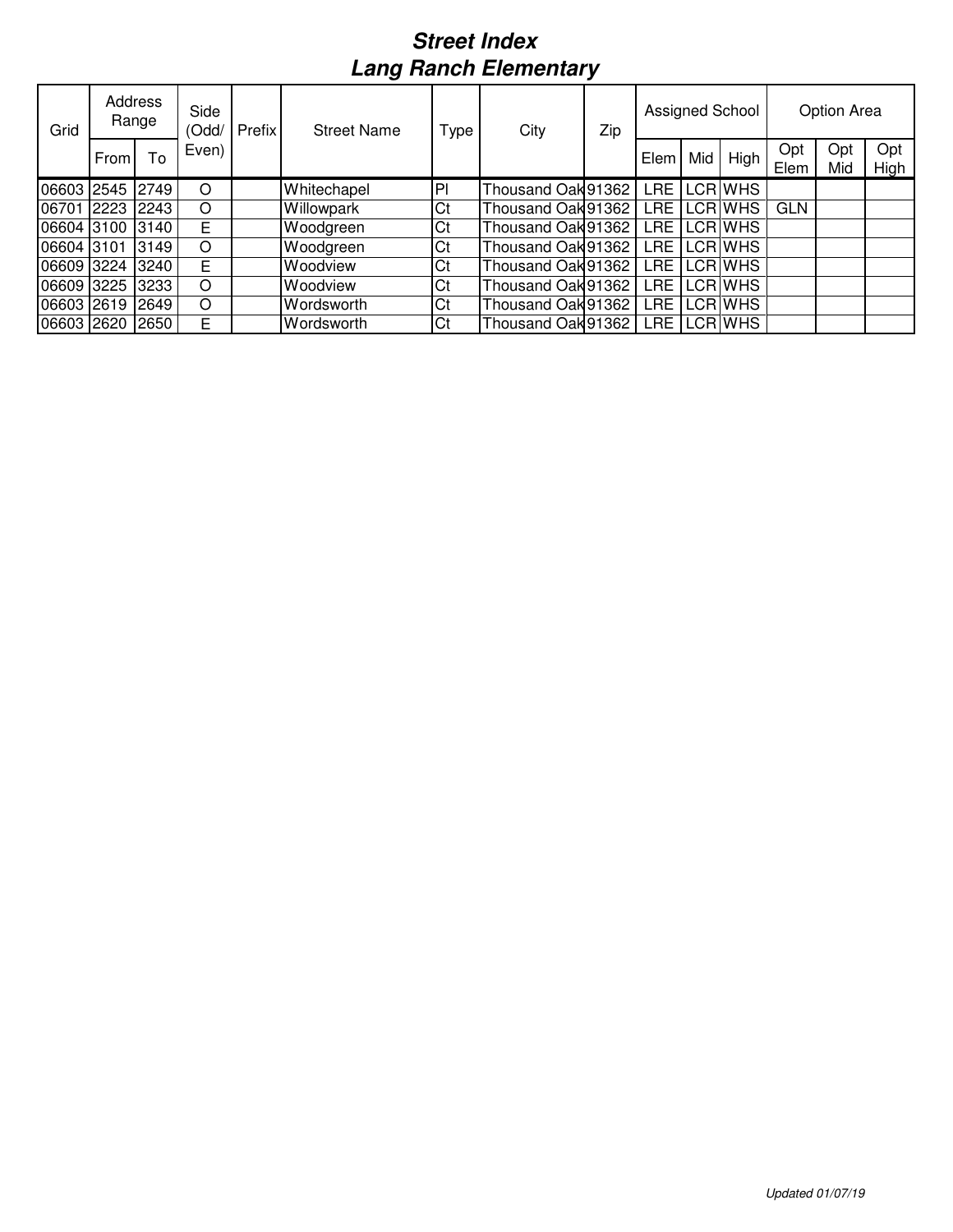# *Street Index*
# *Lang Ranch Elementary*

| Grid | Address Range | | Side (Odd/ Even) | Prefix | Street Name | Type | City | Zip | Assigned School | | | Option Area | | |
|---|---|---|---|---|---|---|---|---|---|---|---|---|---|---|
| | From | To | | | | | | | Elem | Mid | High | Opt Elem | Opt Mid | Opt High |
| 06603 | 2545 | 2749 | O | | Whitechapel | Pl | Thousand Oak | 91362 | LRE | LCR | WHS | | | |
| 06701 | 2223 | 2243 | O | | Willowpark | Ct | Thousand Oak | 91362 | LRE | LCR | WHS | GLN | | |
| 06604 | 3100 | 3140 | E | | Woodgreen | Ct | Thousand Oak | 91362 | LRE | LCR | WHS | | | |
| 06604 | 3101 | 3149 | O | | Woodgreen | Ct | Thousand Oak | 91362 | LRE | LCR | WHS | | | |
| 06609 | 3224 | 3240 | E | | Woodview | Ct | Thousand Oak | 91362 | LRE | LCR | WHS | | | |
| 06609 | 3225 | 3233 | O | | Woodview | Ct | Thousand Oak | 91362 | LRE | LCR | WHS | | | |
| 06603 | 2619 | 2649 | O | | Wordsworth | Ct | Thousand Oak | 91362 | LRE | LCR | WHS | | | |
| 06603 | 2620 | 2650 | E | | Wordsworth | Ct | Thousand Oak | 91362 | LRE | LCR | WHS | | | |

*Updated 01/07/19*